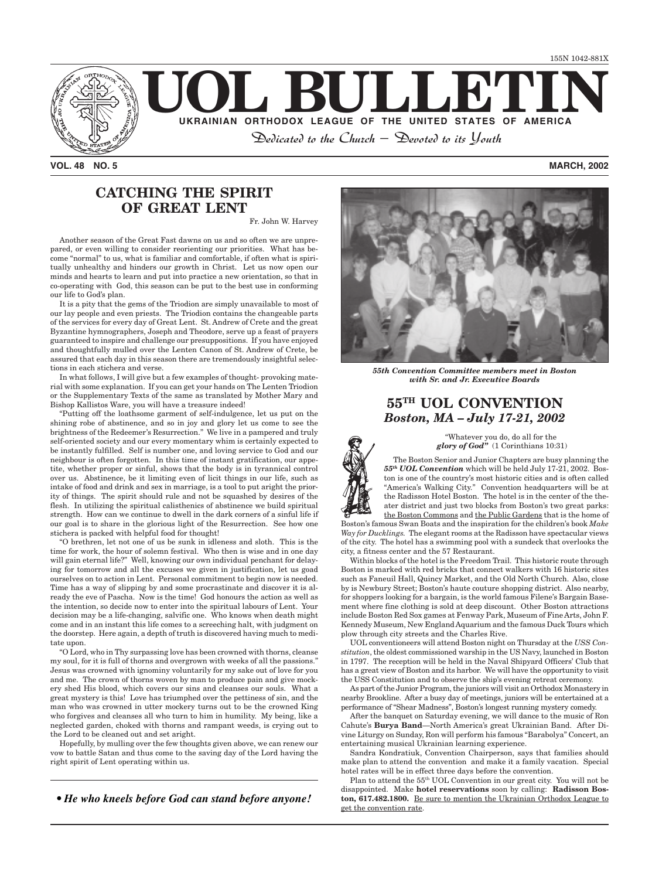155N 1042-881X

# UOL BULLETIN

**UKRAINIAN ORTHODOX LEAGUE OF THE UNITED STATES OF AMERICA**

*Dedicated to the Church – Devoted to its Youth*

**VOL. 48 NO. 5** **MARCH, 2002**

## CATCHING THE SPIRIT OF GREAT LENT

Fr. John W. Harvey

Another season of the Great Fast dawns on us and so often we are unprepared, or even willing to consider reorienting our priorities. What has become "normal" to us, what is familiar and comfortable, if often what is spiritually unhealthy and hinders our growth in Christ. Let us now open our minds and hearts to learn and put into practice a new orientation, so that in co-operating with God, this season can be put to the best use in conforming our life to God's plan.

It is a pity that the gems of the Triodion are simply unavailable to most of our lay people and even priests. The Triodion contains the changeable parts of the services for every day of Great Lent. St. Andrew of Crete and the great Byzantine hymnographers, Joseph and Theodore, serve up a feast of prayers guaranteed to inspire and challenge our presuppositions. If you have enjoyed and thoughtfully mulled over the Lenten Canon of St. Andrew of Crete, be assured that each day in this season there are tremendously insightful selections in each stichera and verse.

In what follows, I will give but a few examples of thought- provoking material with some explanation. If you can get your hands on The Lenten Triodion or the Supplementary Texts of the same as translated by Mother Mary and Bishop Kallistos Ware, you will have a treasure indeed!

"Putting off the loathsome garment of self-indulgence, let us put on the shining robe of abstinence, and so in joy and glory let us come to see the brightness of the Redeemer's Resurrection." We live in a pampered and truly self-oriented society and our every momentary whim is certainly expected to be instantly fulfilled. Self is number one, and loving service to God and our neighbour is often forgotten. In this time of instant gratification, our appetite, whether proper or sinful, shows that the body is in tyrannical control over us. Abstinence, be it limiting even of licit things in our life, such as intake of food and drink and sex in marriage, is a tool to put aright the priority of things. The spirit should rule and not be squashed by desires of the flesh. In utilizing the spiritual calisthenics of abstinence we build spiritual strength. How can we continue to dwell in the dark corners of a sinful life if our goal is to share in the glorious light of the Resurrection. See how one stichera is packed with helpful food for thought!

"O brethren, let not one of us be sunk in idleness and sloth. This is the time for work, the hour of solemn festival. Who then is wise and in one day will gain eternal life?" Well, knowing our own individual penchant for delaying for tomorrow and all the excuses we given in justification, let us goad ourselves on to action in Lent. Personal commitment to begin now is needed. Time has a way of slipping by and some procrastinate and discover it is already the eve of Pascha. Now is the time! God honours the action as well as the intention, so decide now to enter into the spiritual labours of Lent. Your decision may be a life-changing, salvific one. Who knows when death might come and in an instant this life comes to a screeching halt, with judgment on the doorstep. Here again, a depth of truth is discovered having much to meditate upon.

"O Lord, who in Thy surpassing love has been crowned with thorns, cleanse my soul, for it is full of thorns and overgrown with weeks of all the passions." Jesus was crowned with ignominy voluntarily for my sake out of love for you and me. The crown of thorns woven by man to produce pain and give mockery shed His blood, which covers our sins and cleanses our souls. What a great mystery is this! Love has triumphed over the pettiness of sin, and the man who was crowned in utter mockery turns out to be the crowned King who forgives and cleanses all who turn to him in humility. My being, like a neglected garden, choked with thorns and rampant weeds, is crying out to the Lord to be cleaned out and set aright.

Hopefully, by mulling over the few thoughts given above, we can renew our vow to battle Satan and thus come to the saving day of the Lord having the right spirit of Lent operating within us.

• ***He who kneels before God can stand before anyone!***

***55th Convention Committee members meet in Boston with Sr. and Jr. Executive Boards***

## 55TH UOL CONVENTION
### *Boston, MA – July 17-21, 2002*

"Whatever you do, do all for the ***glory of God"*** (1 Corinthians 10:31)

The Boston Senior and Junior Chapters are busy planning the ***55th UOL Convention*** which will be held July 17-21, 2002. Boston is one of the country's most historic cities and is often called "America's Walking City." Convention headquarters will be at the Radisson Hotel Boston. The hotel is in the center of the theater district and just two blocks from Boston's two great parks: the Boston Commons and the Public Gardens that is the home of Boston's famous Swan Boats and the inspiration for the children's book *Make Way for Ducklings.* The elegant rooms at the Radisson have spectacular views of the city. The hotel has a swimming pool with a sundeck that overlooks the city, a fitness center and the 57 Restaurant.

Within blocks of the hotel is the Freedom Trail. This historic route through Boston is marked with red bricks that connect walkers with 16 historic sites such as Faneuil Hall, Quincy Market, and the Old North Church. Also, close by is Newbury Street; Boston's haute couture shopping district. Also nearby, for shoppers looking for a bargain, is the world famous Filene's Bargain Basement where fine clothing is sold at deep discount. Other Boston attractions include Boston Red Sox games at Fenway Park, Museum of Fine Arts, John F. Kennedy Museum, New England Aquarium and the famous Duck Tours which plow through city streets and the Charles Rive.

UOL conventioneers will attend Boston night on Thursday at the *USS Constitution*, the oldest commissioned warship in the US Navy, launched in Boston in 1797. The reception will be held in the Naval Shipyard Officers' Club that has a great view of Boston and its harbor. We will have the opportunity to visit the USS Constitution and to observe the ship's evening retreat ceremony.

As part of the Junior Program, the juniors will visit an Orthodox Monastery in nearby Brookline. After a busy day of meetings, juniors will be entertained at a performance of "Shear Madness", Boston's longest running mystery comedy.

After the banquet on Saturday evening, we will dance to the music of Ron Cahute's **Burya Band**—North America's great Ukrainian Band. After Divine Liturgy on Sunday, Ron will perform his famous "Barabolya" Concert, an entertaining musical Ukrainian learning experience.

Sandra Kondratiuk, Convention Chairperson, says that families should make plan to attend the convention and make it a family vacation. Special hotel rates will be in effect three days before the convention.

Plan to attend the 55th UOL Convention in our great city. You will not be disappointed. Make **hotel reservations** soon by calling: **Radisson Boston, 617.482.1800.** Be sure to mention the Ukrainian Orthodox League to get the convention rate.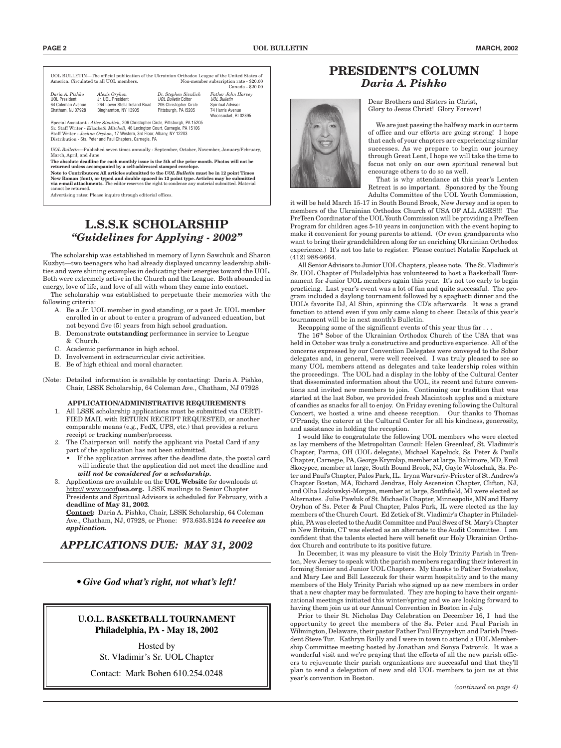UOL BULLETIN—The official publication of the Ukrainian Orthodox League of the United States of America. Circulated to all UOL members. Non-member subscription rate - $20.00 Canada - $20.00

| *Daria A. Pishko* | *Alexis Oryhon* | *Dr. Stephen Sivulich* | *Father John Harvey* |
|---|---|---|---|
| UOL President | Jr. UOL President | *UOL Bulletin* Editor | *UOL Bulletin* |
| 64 Coleman Avenue | 264 Lower Stella Ireland Road | 206 Christopher Circle | Spiritual Advisor |
| Chatham, NJ 07928 | Binghamton, NY 13905 | Pittsburgh, PA 15205 | 74 Harris Avenue |
| | | | Woonsocket, RI 02895 |

Special Assistant - *Alice Sivulich*, 206 Christopher Circle, Pittsburgh, PA 15205
Sr. Staff Writer - *Elizabeth Mitchell*, 46 Lexington Court, Carnegie, PA 15106
Staff Writer - *Joshua Oryhon*, 17 Western, 3rd Floor, Albany, NY 12203
Distribution - Sts. Peter and Paul Chapters, Carnegie, PA

*UOL Bulletin*—Published seven times annually - September, October, November, January/February, March, April, and June.

**The absolute deadline for each monthly issue is the 5th of the prior month. Photos will not be returned unless accompanied by a self-addressed stamped envelope.**

**Note to Contributors: All articles submitted to the *UOL Bulletin* must be in 12 point Times New Roman (font), or typed and double spaced in 12 point type. Articles may be submitted via e-mail attachments.** The editor reserves the right to condense any material submitted. Material cannot be returned.

Advertising rates: Please inquire through editorial offices.

# L.S.S.K SCHOLARSHIP

## *"Guidelines for Applying - 2002"*

The scholarship was established in memory of Lynn Sawchuk and Sharon Kuzbyt—two teenagers who had already displayed uncanny leadership abilities and were shining examples in dedicating their energies toward the UOL. Both were extremely active in the Church and the League. Both abounded in energy, love of life, and love of all with whom they came into contact.

The scholarship was established to perpetuate their memories with the following criteria:

A. Be a Jr. UOL member in good standing, or a past Jr. UOL member enrolled in or about to enter a program of advanced education, but not beyond five (5) years from high school graduation.
B. Demonstrate **outstanding** performance in service to League & Church.
C. Academic performance in high school.
D. Involvement in extracurricular civic activities.
E. Be of high ethical and moral character.

(Note: Detailed information is available by contacting: Daria A. Pishko, Chair, LSSK Scholarship, 64 Coleman Ave., Chatham, NJ 07928

**APPLICATION/ADMINISTRATIVE REQUIREMENTS**

1. All LSSK scholarship applications must be submitted via CERTIFIED MAIL with RETURN RECEIPT REQUESTED, or another comparable means (e.g., FedX, UPS, etc.) that provides a return receipt or tracking number/process.
2. The Chairperson will notify the applicant via Postal Card if any part of the application has not been submitted.
   - If the application arrives after the deadline date, the postal card will indicate that the application did not meet the deadline and ***will not be considered for a scholarship.***
3. Applications are available on the **UOL Website** for downloads at http:// www.uocof**usa.org.** LSSK mailings to Senior Chapter Presidents and Spiritual Advisors is scheduled for February, with a **deadline of May 31, 2002**.

   **Contact:** Daria A. Pishko, Chair, LSSK Scholarship, 64 Coleman Ave., Chatham, NJ, 07928, or Phone: 973.635.8124 ***to receive an application.***

## *APPLICATIONS DUE: MAY 31, 2002*

***• Give God what's right, not what's left!***

**U.O.L. BASKETBALL TOURNAMENT**
**Philadelphia, PA - May 18, 2002**

Hosted by
St. Vladimir's Sr. UOL Chapter

Contact: Mark Bohen 610.254.0248

# PRESIDENT'S COLUMN

## *Daria A. Pishko*

Dear Brothers and Sisters in Christ,
Glory to Jesus Christ! Glory Forever!

We are just passing the halfway mark in our term of office and our efforts are going strong! I hope that each of your chapters are experiencing similar successes. As we prepare to begin our journey through Great Lent, I hope we will take the time to focus not only on our own spiritual renewal but encourage others to do so as well.

That is why attendance at this year's Lenten Retreat is so important. Sponsored by the Young Adults Committee of the UOL Youth Commission, it will be held March 15-17 in South Bound Brook, New Jersey and is open to members of the Ukrainian Orthodox Church of USA OF ALL AGES!!! The PreTeen Coordinator of the UOL Youth Commission will be providing a PreTeen Program for children ages 5-10 years in conjunction with the event hoping to make it convenient for young parents to attend. (Or even grandparents who want to bring their grandchildren along for an enriching Ukrainian Orthodox experience.) It's not too late to register. Please contact Natalie Kapeluck at (412) 988-9664.

All Senior Advisors to Junior UOL Chapters, please note. The St. Vladimir's Sr. UOL Chapter of Philadelphia has volunteered to host a Basketball Tournament for Junior UOL members again this year. It's not too early to begin practicing. Last year's event was a lot of fun and quite successful. The program included a daylong tournament followed by a spaghetti dinner and the UOL's favorite DJ, Al Shin, spinning the CD's afterwards. It was a grand function to attend even if you only came along to cheer. Details of this year's tournament will be in next month's Bulletin.

Recapping some of the significant events of this year thus far . . .

The 16th Sobor of the Ukrainian Orthodox Church of the USA that was held in October was truly a constructive and productive experience. All of the concerns expressed by our Convention Delegates were conveyed to the Sobor delegates and, in general, were well received. I was truly pleased to see so many UOL members attend as delegates and take leadership roles within the proceedings. The UOL had a display in the lobby of the Cultural Center that disseminated information about the UOL, its recent and future conventions and invited new members to join. Continuing our tradition that was started at the last Sobor, we provided fresh Macintosh apples and a mixture of candies as snacks for all to enjoy. On Friday evening following the Cultural Concert, we hosted a wine and cheese reception. Our thanks to Thomas O'Prandy, the caterer at the Cultural Center for all his kindness, generosity, and assistance in holding the reception.

I would like to congratulate the following UOL members who were elected as lay members of the Metropolitan Council: Helen Greenleaf, St. Vladimir's Chapter, Parma, OH (UOL delegate), Michael Kapeluck, Ss. Peter & Paul's Chapter, Carnegie, PA, George Kryrolap, member at large, Baltimore, MD, Emil Skocypec, member at large, South Bound Brook, NJ, Gayle Woloschak, Ss. Peter and Paul's Chapter, Palos Park, IL. Iryna Warvariv-Priester of St. Andrew's Chapter Boston, MA, Richard Jendras, Holy Ascension Chapter, Clifton, NJ, and Olha Liskiwskyi-Morgan, member at large, Southfield, MI were elected as Alternates. Julie Pawluk of St. Michael's Chapter, Minneapolis, MN and Harry Oryhon of Ss. Peter & Paul Chapter, Palos Park, IL were elected as the lay members of the Church Court. Ed Zetick of St. Vladimir's Chapter in Philadelphia, PA was elected to the Audit Committee and Paul Swez of St. Mary's Chapter in New Britain, CT was elected as an alternate to the Audit Committee. I am confident that the talents elected here will benefit our Holy Ukrainian Orthodox Church and contribute to its positive future.

In December, it was my pleasure to visit the Holy Trinity Parish in Trenton, New Jersey to speak with the parish members regarding their interest in forming Senior and Junior UOL Chapters. My thanks to Father Swiatoslaw, and Mary Lee and Bill Leszczuk for their warm hospitality and to the many members of the Holy Trinity Parish who signed up as new members in order that a new chapter may be formulated. They are hoping to have their organizational meetings initiated this winter/spring and we are looking forward to having them join us at our Annual Convention in Boston in July.

Prior to their St. Nicholas Day Celebration on December 16, I had the opportunity to greet the members of the Ss. Peter and Paul Parish in Wilmington, Delaware, their pastor Father Paul Hrynyshyn and Parish President Steve Tur. Kathryn Bailly and I were in town to attend a UOL Membership Committee meeting hosted by Jonathan and Sonya Patronik. It was a wonderful visit and we're praying that the efforts of all the new parish officers to rejuvenate their parish organizations are successful and that they'll plan to send a delegation of new and old UOL members to join us at this year's convention in Boston.

*(continued on page 4)*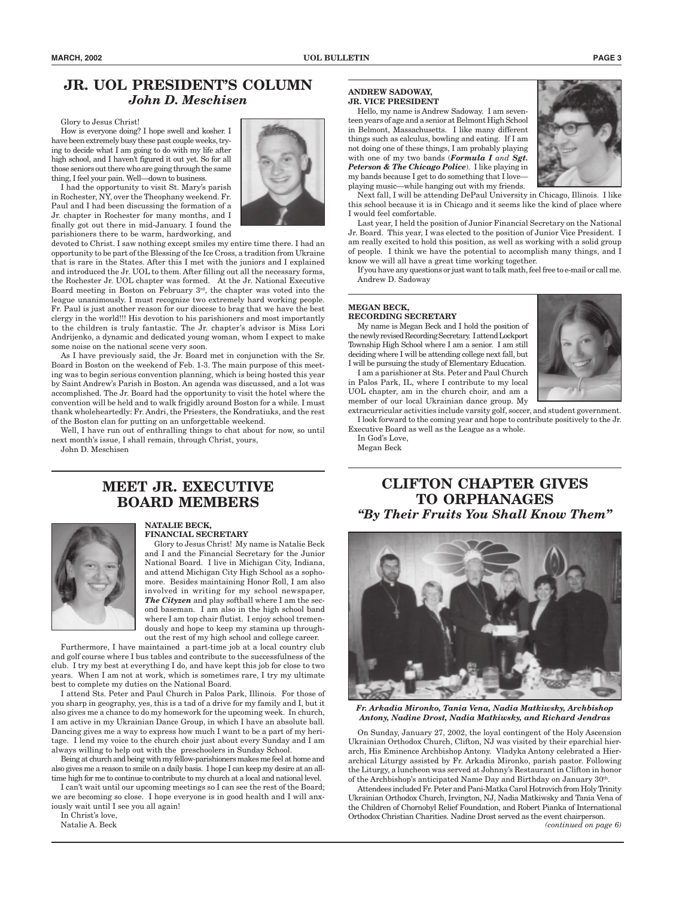## JR. UOL PRESIDENT'S COLUMN

### *John D. Meschisen*

Glory to Jesus Christ!

How is everyone doing? I hope swell and kosher. I have been extremely busy these past couple weeks, trying to decide what I am going to do with my life after high school, and I haven't figured it out yet. So for all those seniors out there who are going through the same thing, I feel your pain. Well—down to business.

I had the opportunity to visit St. Mary's parish in Rochester, NY, over the Theophany weekend. Fr. Paul and I had been discussing the formation of a Jr. chapter in Rochester for many months, and I finally got out there in mid-January. I found the parishioners there to be warm, hardworking, and devoted to Christ. I saw nothing except smiles my entire time there. I had an opportunity to be part of the Blessing of the Ice Cross, a tradition from Ukraine that is rare in the States. After this I met with the juniors and I explained and introduced the Jr. UOL to them. After filling out all the necessary forms, the Rochester Jr. UOL chapter was formed. At the Jr. National Executive Board meeting in Boston on February 3rd, the chapter was voted into the league unanimously. I must recognize two extremely hard working people. Fr. Paul is just another reason for our diocese to brag that we have the best clergy in the world!!! His devotion to his parishioners and most importantly to the children is truly fantastic. The Jr. chapter's advisor is Miss Lori Andrijenko, a dynamic and dedicated young woman, whom I expect to make some noise on the national scene very soon.

As I have previously said, the Jr. Board met in conjunction with the Sr. Board in Boston on the weekend of Feb. 1-3. The main purpose of this meeting was to begin serious convention planning, which is being hosted this year by Saint Andrew's Parish in Boston. An agenda was discussed, and a lot was accomplished. The Jr. Board had the opportunity to visit the hotel where the convention will be held and to walk frigidly around Boston for a while. I must thank wholeheartedly: Fr. Andri, the Priesters, the Kondratiuks, and the rest of the Boston clan for putting on an unforgettable weekend.

Well, I have run out of enthralling things to chat about for now, so until next month's issue, I shall remain, through Christ, yours,

John D. Meschisen

## MEET JR. EXECUTIVE BOARD MEMBERS

**NATALIE BECK, FINANCIAL SECRETARY**

Glory to Jesus Christ! My name is Natalie Beck and I and the Financial Secretary for the Junior National Board. I live in Michigan City, Indiana, and attend Michigan City High School as a sophomore. Besides maintaining Honor Roll, I am also involved in writing for my school newspaper, ***The Cityzen*** and play softball where I am the second baseman. I am also in the high school band where I am top chair flutist. I enjoy school tremendously and hope to keep my stamina up throughout the rest of my high school and college career.

Furthermore, I have maintained a part-time job at a local country club and golf course where I bus tables and contribute to the successfulness of the club. I try my best at everything I do, and have kept this job for close to two years. When I am not at work, which is sometimes rare, I try my ultimate best to complete my duties on the National Board.

I attend Sts. Peter and Paul Church in Palos Park, Illinois. For those of you sharp in geography, yes, this is a tad of a drive for my family and I, but it also gives me a chance to do my homework for the upcoming week. In church, I am active in my Ukrainian Dance Group, in which I have an absolute ball. Dancing gives me a way to express how much I want to be a part of my heritage. I lend my voice to the church choir just about every Sunday and I am always willing to help out with the preschoolers in Sunday School.

Being at church and being with my fellow-parishioners makes me feel at home and also gives me a reason to smile on a daily basis. I hope I can keep my desire at an all-time high for me to continue to contribute to my church at a local and national level.

I can't wait until our upcoming meetings so I can see the rest of the Board; we are becoming so close. I hope everyone is in good health and I will anxiously wait until I see you all again!

In Christ's love,
Natalie A. Beck

**ANDREW SADOWAY, JR. VICE PRESIDENT**

Hello, my name is Andrew Sadoway. I am seventeen years of age and a senior at Belmont High School in Belmont, Massachusetts. I like many different things such as calculus, bowling and eating. If I am not doing one of these things, I am probably playing with one of my two bands (***Formula I*** *and* ***Sgt. Peterson & The Chicago Police***). I like playing in my bands because I get to do something that I love—playing music—while hanging out with my friends.

Next fall, I will be attending DePaul University in Chicago, Illinois. I like this school because it is in Chicago and it seems like the kind of place where I would feel comfortable.

Last year, I held the position of Junior Financial Secretary on the National Jr. Board. This year, I was elected to the position of Junior Vice President. I am really excited to hold this position, as well as working with a solid group of people. I think we have the potential to accomplish many things, and I know we will all have a great time working together.

If you have any questions or just want to talk math, feel free to e-mail or call me.
Andrew D. Sadoway

**MEGAN BECK, RECORDING SECRETARY**

My name is Megan Beck and I hold the position of the newly revised Recording Secretary. I attend Lockport Township High School where I am a senior. I am still deciding where I will be attending college next fall, but I will be pursuing the study of Elementary Education.

I am a parishioner at Sts. Peter and Paul Church in Palos Park, IL, where I contribute to my local UOL chapter, am in the church choir, and am a member of our local Ukrainian dance group. My extracurricular activities include varsity golf, soccer, and student government.

I look forward to the coming year and hope to contribute positively to the Jr. Executive Board as well as the League as a whole.

In God's Love,
Megan Beck

## CLIFTON CHAPTER GIVES TO ORPHANAGES

### *"By Their Fruits You Shall Know Them"*

***Fr. Arkadia Mironko, Tania Vena, Nadia Matkiwsky, Archbishop Antony, Nadine Drost, Nadia Matkiwsky, and Richard Jendras***

On Sunday, January 27, 2002, the loyal contingent of the Holy Ascension Ukrainian Orthodox Church, Clifton, NJ was visited by their eparchial hierarch, His Eminence Archbishop Antony. Vladyka Antony celebrated a Hierarchical Liturgy assisted by Fr. Arkadia Mironko, parish pastor. Following the Liturgy, a luncheon was served at Johnny's Restaurant in Clifton in honor of the Archbishop's anticipated Name Day and Birthday on January 30th.

Attendees included Fr. Peter and Pani-Matka Carol Hotrovich from Holy Trinity Ukrainian Orthodox Church, Irvington, NJ, Nadia Matkiwsky and Tania Vena of the Children of Chornobyl Relief Foundation, and Robert Pianka of International Orthodox Christian Charities. Nadine Drost served as the event chairperson.

*(continued on page 6)*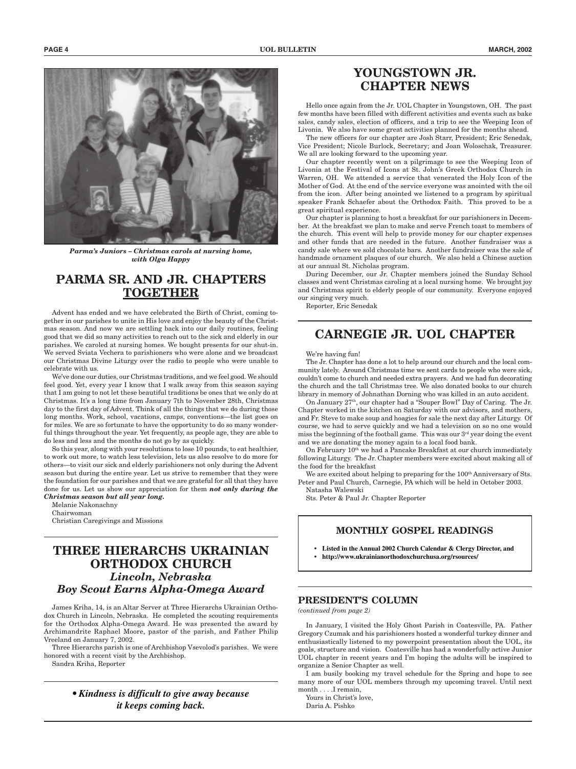*Parma's Juniors – Christmas carols at nursing home, with Olga Happy*

## PARMA SR. AND JR. CHAPTERS TOGETHER

Advent has ended and we have celebrated the Birth of Christ, coming together in our parishes to unite in His love and enjoy the beauty of the Christmas season. And now we are settling back into our daily routines, feeling good that we did so many activities to reach out to the sick and elderly in our parishes. We caroled at nursing homes. We bought presents for our shut-in. We served Sviata Vechera to parishioners who were alone and we broadcast our Christmas Divine Liturgy over the radio to people who were unable to celebrate with us.

We've done our duties, our Christmas traditions, and we feel good. We should feel good. Yet, every year I know that I walk away from this season saying that I am going to not let these beautiful traditions be ones that we only do at Christmas. It's a long time from January 7th to November 28th, Christmas day to the first day of Advent. Think of all the things that we do during those long months. Work, school, vacations, camps, conventions—the list goes on for miles. We are so fortunate to have the opportunity to do so many wonderful things throughout the year. Yet frequently, as people age, they are able to do less and less and the months do not go by as quickly.

So this year, along with your resolutions to lose 10 pounds, to eat healthier, to work out more, to watch less television, lets us also resolve to do more for others—to visit our sick and elderly parishioners not only during the Advent season but during the entire year. Let us strive to remember that they were the foundation for our parishes and that we are grateful for all that they have done for us. Let us show our appreciation for them ***not only during the Christmas season but all year long.***

Melanie Nakonachny
Chairwoman
Christian Caregivings and Missions

## THREE HIERARCHS UKRAINIAN ORTHODOX CHURCH

### *Lincoln, Nebraska*
### *Boy Scout Earns Alpha-Omega Award*

James Kriha, 14, is an Altar Server at Three Hierarchs Ukrainian Orthodox Church in Lincoln, Nebraska. He completed the scouting requirements for the Orthodox Alpha-Omega Award. He was presented the award by Archimandrite Raphael Moore, pastor of the parish, and Father Philip Vreeland on January 7, 2002.

Three Hierarchs parish is one of Archbishop Vsevolod's parishes. We were honored with a recent visit by the Archbishop.

Sandra Kriha, Reporter

***• Kindness is difficult to give away because it keeps coming back.***

## YOUNGSTOWN JR. CHAPTER NEWS

Hello once again from the Jr. UOL Chapter in Youngstown, OH. The past few months have been filled with different activities and events such as bake sales, candy sales, election of officers, and a trip to see the Weeping Icon of Livonia. We also have some great activities planned for the months ahead.

The new officers for our chapter are Josh Starr, President; Eric Senedak, Vice President; Nicole Burlock, Secretary; and Joan Woloschak, Treasurer. We all are looking forward to the upcoming year.

Our chapter recently went on a pilgrimage to see the Weeping Icon of Livonia at the Festival of Icons at St. John's Greek Orthodox Church in Warren, OH. We attended a service that venerated the Holy Icon of the Mother of God. At the end of the service everyone was anointed with the oil from the icon. After being anointed we listened to a program by spiritual speaker Frank Schaefer about the Orthodox Faith. This proved to be a great spiritual experience.

Our chapter is planning to host a breakfast for our parishioners in December. At the breakfast we plan to make and serve French toast to members of the church. This event will help to provide money for our chapter expenses and other funds that are needed in the future. Another fundraiser was a candy sale where we sold chocolate bars. Another fundraiser was the sale of handmade ornament plaques of our church. We also held a Chinese auction at our annual St. Nicholas program.

During December, our Jr. Chapter members joined the Sunday School classes and went Christmas caroling at a local nursing home. We brought joy and Christmas spirit to elderly people of our community. Everyone enjoyed our singing very much.

Reporter, Eric Senedak

## CARNEGIE JR. UOL CHAPTER

We're having fun!

The Jr. Chapter has done a lot to help around our church and the local community lately. Around Christmas time we sent cards to people who were sick, couldn't come to church and needed extra prayers. And we had fun decorating the church and the tall Christmas tree. We also donated books to our church library in memory of Johnathan Dorning who was killed in an auto accident.

On January 27th, our chapter had a "Souper Bowl" Day of Caring. The Jr. Chapter worked in the kitchen on Saturday with our advisors, and mothers, and Fr. Steve to make soup and hoagies for sale the next day after Liturgy. Of course, we had to serve quickly and we had a television on so no one would miss the beginning of the football game. This was our 3rd year doing the event and we are donating the money again to a local food bank.

On February 10th we had a Pancake Breakfast at our church immediately following Liturgy. The Jr. Chapter members were excited about making all of the food for the breakfast

We are excited about helping to preparing for the 100th Anniversary of Sts. Peter and Paul Church, Carnegie, PA which will be held in October 2003.

Natasha Walewski
Sts. Peter & Paul Jr. Chapter Reporter

### MONTHLY GOSPEL READINGS

- **Listed in the Annual 2002 Church Calendar & Clergy Director, and**
- **http://www.ukrainianorthodoxchurchusa.org/rsources/**

### PRESIDENT'S COLUMN

*(continued from page 2)*

In January, I visited the Holy Ghost Parish in Coatesville, PA. Father Gregory Czumak and his parishioners hosted a wonderful turkey dinner and enthusiastically listened to my powerpoint presentation about the UOL, its goals, structure and vision. Coatesville has had a wonderfully active Junior UOL chapter in recent years and I'm hoping the adults will be inspired to organize a Senior Chapter as well.

I am busily booking my travel schedule for the Spring and hope to see many more of our UOL members through my upcoming travel. Until next month . . . .I remain,

Yours in Christ's love,
Daria A. Pishko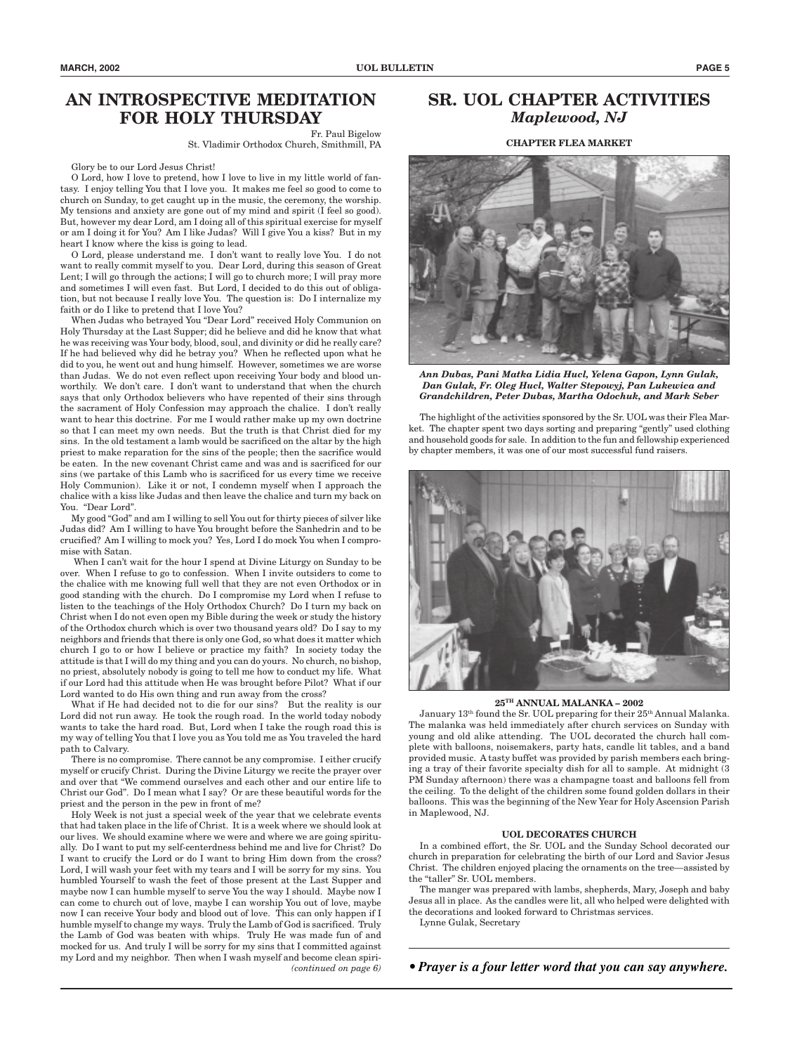## AN INTROSPECTIVE MEDITATION FOR HOLY THURSDAY

Fr. Paul Bigelow
St. Vladimir Orthodox Church, Smithmill, PA

Glory be to our Lord Jesus Christ!

O Lord, how I love to pretend, how I love to live in my little world of fantasy. I enjoy telling You that I love you. It makes me feel so good to come to church on Sunday, to get caught up in the music, the ceremony, the worship. My tensions and anxiety are gone out of my mind and spirit (I feel so good). But, however my dear Lord, am I doing all of this spiritual exercise for myself or am I doing it for You? Am I like Judas? Will I give You a kiss? But in my heart I know where the kiss is going to lead.

O Lord, please understand me. I don't want to really love You. I do not want to really commit myself to you. Dear Lord, during this season of Great Lent; I will go through the actions; I will go to church more; I will pray more and sometimes I will even fast. But Lord, I decided to do this out of obligation, but not because I really love You. The question is: Do I internalize my faith or do I like to pretend that I love You?

When Judas who betrayed You "Dear Lord" received Holy Communion on Holy Thursday at the Last Supper; did he believe and did he know that what he was receiving was Your body, blood, soul, and divinity or did he really care? If he had believed why did he betray you? When he reflected upon what he did to you, he went out and hung himself. However, sometimes we are worse than Judas. We do not even reflect upon receiving Your body and blood unworthily. We don't care. I don't want to understand that when the church says that only Orthodox believers who have repented of their sins through the sacrament of Holy Confession may approach the chalice. I don't really want to hear this doctrine. For me I would rather make up my own doctrine so that I can meet my own needs. But the truth is that Christ died for my sins. In the old testament a lamb would be sacrificed on the altar by the high priest to make reparation for the sins of the people; then the sacrifice would be eaten. In the new covenant Christ came and was and is sacrificed for our sins (we partake of this Lamb who is sacrificed for us every time we receive Holy Communion). Like it or not, I condemn myself when I approach the chalice with a kiss like Judas and then leave the chalice and turn my back on You. "Dear Lord".

My good "God" and am I willing to sell You out for thirty pieces of silver like Judas did? Am I willing to have You brought before the Sanhedrin and to be crucified? Am I willing to mock you? Yes, Lord I do mock You when I compromise with Satan.

When I can't wait for the hour I spend at Divine Liturgy on Sunday to be over. When I refuse to go to confession. When I invite outsiders to come to the chalice with me knowing full well that they are not even Orthodox or in good standing with the church. Do I compromise my Lord when I refuse to listen to the teachings of the Holy Orthodox Church? Do I turn my back on Christ when I do not even open my Bible during the week or study the history of the Orthodox church which is over two thousand years old? Do I say to my neighbors and friends that there is only one God, so what does it matter which church I go to or how I believe or practice my faith? In society today the attitude is that I will do my thing and you can do yours. No church, no bishop, no priest, absolutely nobody is going to tell me how to conduct my life. What if our Lord had this attitude when He was brought before Pilot? What if our Lord wanted to do His own thing and run away from the cross?

What if He had decided not to die for our sins? But the reality is our Lord did not run away. He took the rough road. In the world today nobody wants to take the hard road. But, Lord when I take the rough road this is my way of telling You that I love you as You told me as You traveled the hard path to Calvary.

There is no compromise. There cannot be any compromise. I either crucify myself or crucify Christ. During the Divine Liturgy we recite the prayer over and over that "We commend ourselves and each other and our entire life to Christ our God". Do I mean what I say? Or are these beautiful words for the priest and the person in the pew in front of me?

Holy Week is not just a special week of the year that we celebrate events that had taken place in the life of Christ. It is a week where we should look at our lives. We should examine where we were and where we are going spiritually. Do I want to put my self-centerdness behind me and live for Christ? Do I want to crucify the Lord or do I want to bring Him down from the cross? Lord, I will wash your feet with my tears and I will be sorry for my sins. You humbled Yourself to wash the feet of those present at the Last Supper and maybe now I can humble myself to serve You the way I should. Maybe now I can come to church out of love, maybe I can worship You out of love, maybe now I can receive Your body and blood out of love. This can only happen if I humble myself to change my ways. Truly the Lamb of God is sacrificed. Truly the Lamb of God was beaten with whips. Truly He was made fun of and mocked for us. And truly I will be sorry for my sins that I committed against my Lord and my neighbor. Then when I wash myself and become clean spiri-

*(continued on page 6)*

## SR. UOL CHAPTER ACTIVITIES
### *Maplewood, NJ*

**CHAPTER FLEA MARKET**

***Ann Dubas, Pani Matka Lidia Hucl, Yelena Gapon, Lynn Gulak, Dan Gulak, Fr. Oleg Hucl, Walter Stepowyj, Pan Lukewica and Grandchildren, Peter Dubas, Martha Odochuk, and Mark Seber***

The highlight of the activities sponsored by the Sr. UOL was their Flea Market. The chapter spent two days sorting and preparing "gently" used clothing and household goods for sale. In addition to the fun and fellowship experienced by chapter members, it was one of our most successful fund raisers.

**25TH ANNUAL MALANKA – 2002**

January 13th found the Sr. UOL preparing for their 25th Annual Malanka. The malanka was held immediately after church services on Sunday with young and old alike attending. The UOL decorated the church hall complete with balloons, noisemakers, party hats, candle lit tables, and a band provided music. A tasty buffet was provided by parish members each bringing a tray of their favorite specialty dish for all to sample. At midnight (3 PM Sunday afternoon) there was a champagne toast and balloons fell from the ceiling. To the delight of the children some found golden dollars in their balloons. This was the beginning of the New Year for Holy Ascension Parish in Maplewood, NJ.

**UOL DECORATES CHURCH**

In a combined effort, the Sr. UOL and the Sunday School decorated our church in preparation for celebrating the birth of our Lord and Savior Jesus Christ. The children enjoyed placing the ornaments on the tree—assisted by the "taller" Sr. UOL members.

The manger was prepared with lambs, shepherds, Mary, Joseph and baby Jesus all in place. As the candles were lit, all who helped were delighted with the decorations and looked forward to Christmas services.

Lynne Gulak, Secretary

***• Prayer is a four letter word that you can say anywhere.***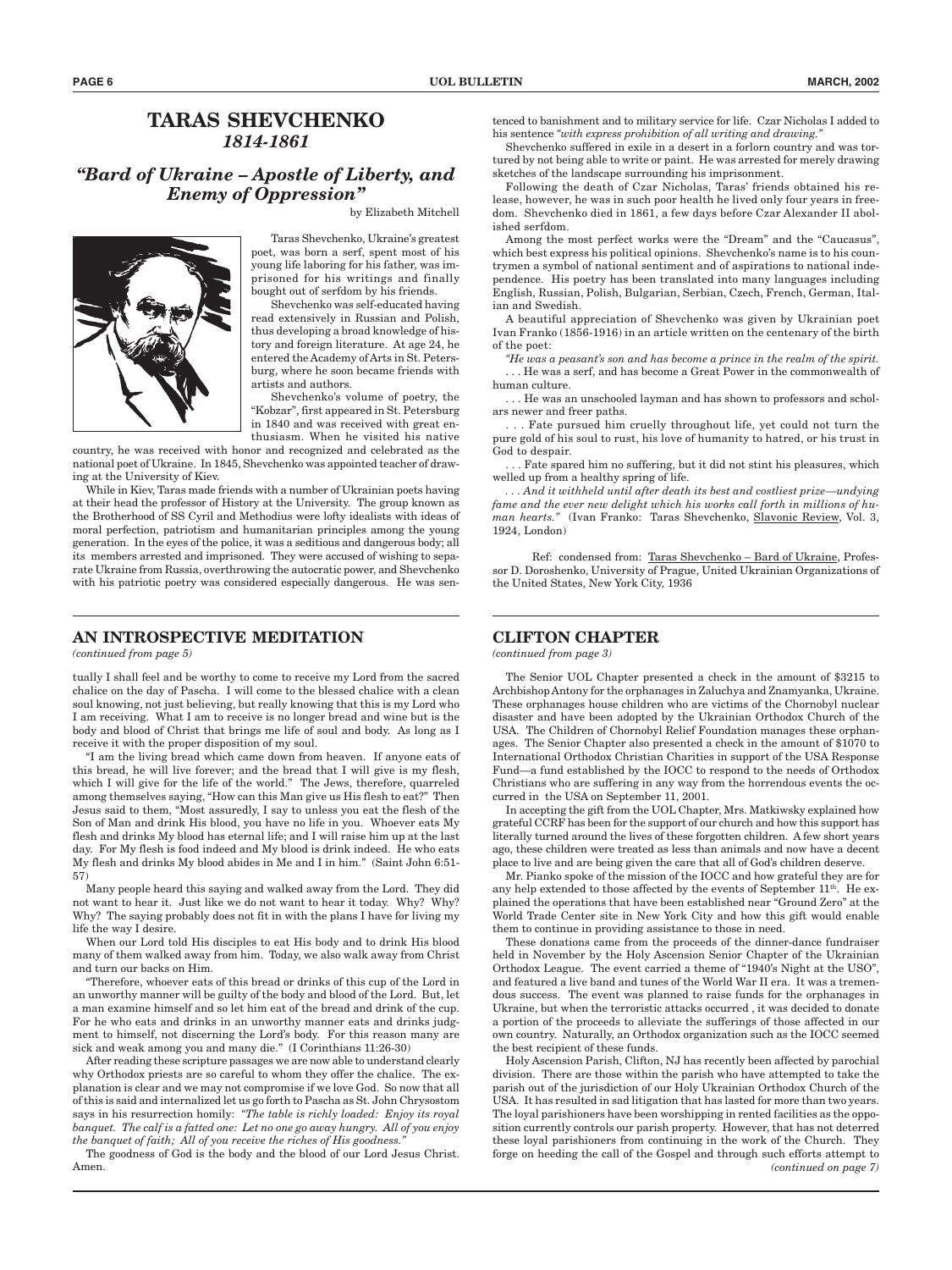# TARAS SHEVCHENKO
## *1814-1861*

### *"Bard of Ukraine – Apostle of Liberty, and Enemy of Oppression"*

by Elizabeth Mitchell

Taras Shevchenko, Ukraine's greatest poet, was born a serf, spent most of his young life laboring for his father, was imprisoned for his writings and finally bought out of serfdom by his friends.

Shevchenko was self-educated having read extensively in Russian and Polish, thus developing a broad knowledge of history and foreign literature. At age 24, he entered the Academy of Arts in St. Petersburg, where he soon became friends with artists and authors.

Shevchenko's volume of poetry, the "Kobzar", first appeared in St. Petersburg in 1840 and was received with great enthusiasm. When he visited his native country, he was received with honor and recognized and celebrated as the national poet of Ukraine. In 1845, Shevchenko was appointed teacher of drawing at the University of Kiev.

While in Kiev, Taras made friends with a number of Ukrainian poets having at their head the professor of History at the University. The group known as the Brotherhood of SS Cyril and Methodius were lofty idealists with ideas of moral perfection, patriotism and humanitarian principles among the young generation. In the eyes of the police, it was a seditious and dangerous body; all its members arrested and imprisoned. They were accused of wishing to separate Ukraine from Russia, overthrowing the autocratic power, and Shevchenko with his patriotic poetry was considered especially dangerous. He was sentenced to banishment and to military service for life. Czar Nicholas I added to his sentence *"with express prohibition of all writing and drawing."*

Shevchenko suffered in exile in a desert in a forlorn country and was tortured by not being able to write or paint. He was arrested for merely drawing sketches of the landscape surrounding his imprisonment.

Following the death of Czar Nicholas, Taras' friends obtained his release, however, he was in such poor health he lived only four years in freedom. Shevchenko died in 1861, a few days before Czar Alexander II abolished serfdom.

Among the most perfect works were the "Dream" and the "Caucasus", which best express his political opinions. Shevchenko's name is to his countrymen a symbol of national sentiment and of aspirations to national independence. His poetry has been translated into many languages including English, Russian, Polish, Bulgarian, Serbian, Czech, French, German, Italian and Swedish.

A beautiful appreciation of Shevchenko was given by Ukrainian poet Ivan Franko (1856-1916) in an article written on the centenary of the birth of the poet:

*"He was a peasant's son and has become a prince in the realm of the spirit.* . . . He was a serf, and has become a Great Power in the commonwealth of human culture.

. . . He was an unschooled layman and has shown to professors and scholars newer and freer paths.

. . . Fate pursued him cruelly throughout life, yet could not turn the pure gold of his soul to rust, his love of humanity to hatred, or his trust in God to despair.

. . . Fate spared him no suffering, but it did not stint his pleasures, which welled up from a healthy spring of life.

*. . . And it withheld until after death its best and costliest prize—undying fame and the ever new delight which his works call forth in millions of human hearts."* (Ivan Franko: Taras Shevchenko, Slavonic Review, Vol. 3, 1924, London)

Ref: condensed from: Taras Shevchenko – Bard of Ukraine, Professor D. Doroshenko, University of Prague, United Ukrainian Organizations of the United States, New York City, 1936

## AN INTROSPECTIVE MEDITATION

*(continued from page 5)*

tually I shall feel and be worthy to come to receive my Lord from the sacred chalice on the day of Pascha. I will come to the blessed chalice with a clean soul knowing, not just believing, but really knowing that this is my Lord who I am receiving. What I am to receive is no longer bread and wine but is the body and blood of Christ that brings me life of soul and body. As long as I receive it with the proper disposition of my soul.

"I am the living bread which came down from heaven. If anyone eats of this bread, he will live forever; and the bread that I will give is my flesh, which I will give for the life of the world." The Jews, therefore, quarreled among themselves saying, "How can this Man give us His flesh to eat?" Then Jesus said to them, "Most assuredly, I say to unless you eat the flesh of the Son of Man and drink His blood, you have no life in you. Whoever eats My flesh and drinks My blood has eternal life; and I will raise him up at the last day. For My flesh is food indeed and My blood is drink indeed. He who eats My flesh and drinks My blood abides in Me and I in him." (Saint John 6:51-57)

Many people heard this saying and walked away from the Lord. They did not want to hear it. Just like we do not want to hear it today. Why? Why? Why? The saying probably does not fit in with the plans I have for living my life the way I desire.

When our Lord told His disciples to eat His body and to drink His blood many of them walked away from him. Today, we also walk away from Christ and turn our backs on Him.

"Therefore, whoever eats of this bread or drinks of this cup of the Lord in an unworthy manner will be guilty of the body and blood of the Lord. But, let a man examine himself and so let him eat of the bread and drink of the cup. For he who eats and drinks in an unworthy manner eats and drinks judgment to himself, not discerning the Lord's body. For this reason many are sick and weak among you and many die." (I Corinthians 11:26-30)

After reading these scripture passages we are now able to understand clearly why Orthodox priests are so careful to whom they offer the chalice. The explanation is clear and we may not compromise if we love God. So now that all of this is said and internalized let us go forth to Pascha as St. John Chrysostom says in his resurrection homily: *"The table is richly loaded: Enjoy its royal banquet. The calf is a fatted one: Let no one go away hungry. All of you enjoy the banquet of faith; All of you receive the riches of His goodness."*

The goodness of God is the body and the blood of our Lord Jesus Christ. Amen.

## CLIFTON CHAPTER

*(continued from page 3)*

The Senior UOL Chapter presented a check in the amount of $3215 to Archbishop Antony for the orphanages in Zaluchya and Znamyanka, Ukraine. These orphanages house children who are victims of the Chornobyl nuclear disaster and have been adopted by the Ukrainian Orthodox Church of the USA. The Children of Chornobyl Relief Foundation manages these orphanages. The Senior Chapter also presented a check in the amount of $1070 to International Orthodox Christian Charities in support of the USA Response Fund—a fund established by the IOCC to respond to the needs of Orthodox Christians who are suffering in any way from the horrendous events the occurred in the USA on September 11, 2001.

In accepting the gift from the UOL Chapter, Mrs. Matkiwsky explained how grateful CCRF has been for the support of our church and how this support has literally turned around the lives of these forgotten children. A few short years ago, these children were treated as less than animals and now have a decent place to live and are being given the care that all of God's children deserve.

Mr. Pianko spoke of the mission of the IOCC and how grateful they are for any help extended to those affected by the events of September 11th. He explained the operations that have been established near "Ground Zero" at the World Trade Center site in New York City and how this gift would enable them to continue in providing assistance to those in need.

These donations came from the proceeds of the dinner-dance fundraiser held in November by the Holy Ascension Senior Chapter of the Ukrainian Orthodox League. The event carried a theme of "1940's Night at the USO", and featured a live band and tunes of the World War II era. It was a tremendous success. The event was planned to raise funds for the orphanages in Ukraine, but when the terroristic attacks occurred , it was decided to donate a portion of the proceeds to alleviate the sufferings of those affected in our own country. Naturally, an Orthodox organization such as the IOCC seemed the best recipient of these funds.

Holy Ascension Parish, Clifton, NJ has recently been affected by parochial division. There are those within the parish who have attempted to take the parish out of the jurisdiction of our Holy Ukrainian Orthodox Church of the USA. It has resulted in sad litigation that has lasted for more than two years. The loyal parishioners have been worshipping in rented facilities as the opposition currently controls our parish property. However, that has not deterred these loyal parishioners from continuing in the work of the Church. They forge on heeding the call of the Gospel and through such efforts attempt to

*(continued on page 7)*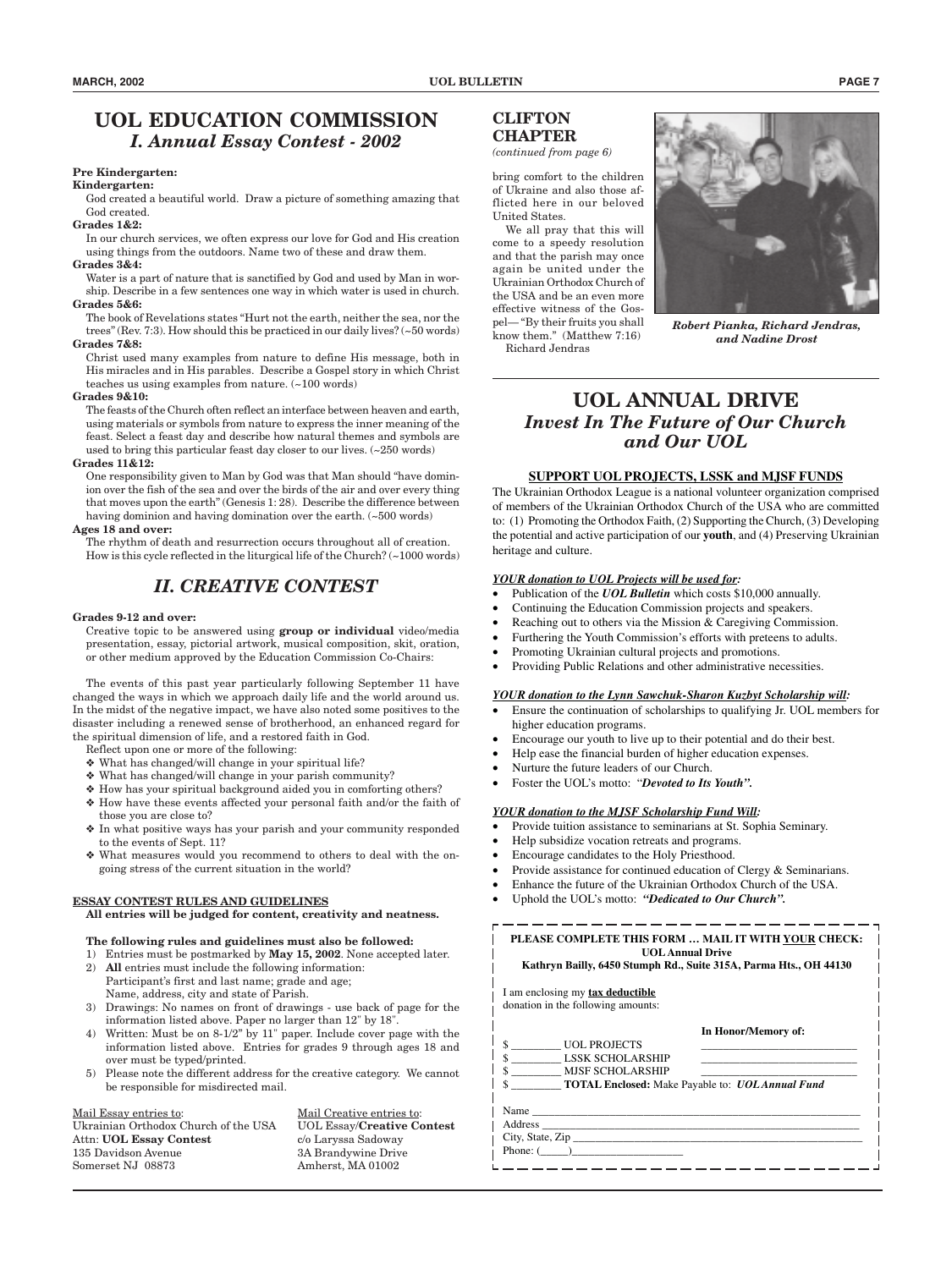# UOL EDUCATION COMMISSION

## *I. Annual Essay Contest - 2002*

**Pre Kindergarten:**

**Kindergarten:**

God created a beautiful world. Draw a picture of something amazing that God created.

**Grades 1&2:**

In our church services, we often express our love for God and His creation using things from the outdoors. Name two of these and draw them.

**Grades 3&4:**

Water is a part of nature that is sanctified by God and used by Man in worship. Describe in a few sentences one way in which water is used in church.

**Grades 5&6:**

The book of Revelations states "Hurt not the earth, neither the sea, nor the trees" (Rev. 7:3). How should this be practiced in our daily lives? (~50 words)

**Grades 7&8:**

Christ used many examples from nature to define His message, both in His miracles and in His parables. Describe a Gospel story in which Christ teaches us using examples from nature. (~100 words)

**Grades 9&10:**

The feasts of the Church often reflect an interface between heaven and earth, using materials or symbols from nature to express the inner meaning of the feast. Select a feast day and describe how natural themes and symbols are used to bring this particular feast day closer to our lives. (~250 words)

**Grades 11&12:**

One responsibility given to Man by God was that Man should "have dominion over the fish of the sea and over the birds of the air and over every thing that moves upon the earth" (Genesis 1: 28). Describe the difference between having dominion and having domination over the earth. (~500 words)

**Ages 18 and over:**

The rhythm of death and resurrection occurs throughout all of creation. How is this cycle reflected in the liturgical life of the Church? (~1000 words)

## *II. CREATIVE CONTEST*

**Grades 9-12 and over:**

Creative topic to be answered using **group or individual** video/media presentation, essay, pictorial artwork, musical composition, skit, oration, or other medium approved by the Education Commission Co-Chairs:

The events of this past year particularly following September 11 have changed the ways in which we approach daily life and the world around us. In the midst of the negative impact, we have also noted some positives to the disaster including a renewed sense of brotherhood, an enhanced regard for the spiritual dimension of life, and a restored faith in God.

Reflect upon one or more of the following:

- ❖ What has changed/will change in your spiritual life?
- ❖ What has changed/will change in your parish community?
- ❖ How has your spiritual background aided you in comforting others?
- ❖ How have these events affected your personal faith and/or the faith of those you are close to?
- ❖ In what positive ways has your parish and your community responded to the events of Sept. 11?
- ❖ What measures would you recommend to others to deal with the ongoing stress of the current situation in the world?

**ESSAY CONTEST RULES AND GUIDELINES**

**All entries will be judged for content, creativity and neatness.**

**The following rules and guidelines must also be followed:**

1) Entries must be postmarked by **May 15, 2002**. None accepted later.
2) **All** entries must include the following information: Participant's first and last name; grade and age; Name, address, city and state of Parish.
3) Drawings: No names on front of drawings - use back of page for the information listed above. Paper no larger than 12" by 18".
4) Written: Must be on 8-1/2" by 11" paper. Include cover page with the information listed above. Entries for grades 9 through ages 18 and over must be typed/printed.
5) Please note the different address for the creative category. We cannot be responsible for misdirected mail.

Mail Essay entries to:
Ukrainian Orthodox Church of the USA
Attn: **UOL Essay Contest**
135 Davidson Avenue
Somerset NJ 08873

Mail Creative entries to:
UOL Essay/**Creative Contest**
c/o Laryssa Sadoway
3A Brandywine Drive
Amherst, MA 01002

## CLIFTON CHAPTER

*(continued from page 6)*

bring comfort to the children of Ukraine and also those afflicted here in our beloved United States.

We all pray that this will come to a speedy resolution and that the parish may once again be united under the Ukrainian Orthodox Church of the USA and be an even more effective witness of the Gospel— "By their fruits you shall know them." (Matthew 7:16)

Richard Jendras

*Robert Pianka, Richard Jendras, and Nadine Drost*

# UOL ANNUAL DRIVE

## *Invest In The Future of Our Church and Our UOL*

**SUPPORT UOL PROJECTS, LSSK and MJSF FUNDS**

The Ukrainian Orthodox League is a national volunteer organization comprised of members of the Ukrainian Orthodox Church of the USA who are committed to: (1) Promoting the Orthodox Faith, (2) Supporting the Church, (3) Developing the potential and active participation of our **youth**, and (4) Preserving Ukrainian heritage and culture.

***YOUR donation to UOL Projects will be used for:***

- Publication of the ***UOL Bulletin*** which costs $10,000 annually.
- Continuing the Education Commission projects and speakers.
- Reaching out to others via the Mission & Caregiving Commission.
- Furthering the Youth Commission's efforts with preteens to adults.
- Promoting Ukrainian cultural projects and promotions.
- Providing Public Relations and other administrative necessities.

***YOUR donation to the Lynn Sawchuk-Sharon Kuzbyt Scholarship will:***

- Ensure the continuation of scholarships to qualifying Jr. UOL members for higher education programs.
- Encourage our youth to live up to their potential and do their best.
- Help ease the financial burden of higher education expenses.
- Nurture the future leaders of our Church.
- Foster the UOL's motto: "***Devoted to Its Youth".***

***YOUR donation to the MJSF Scholarship Fund Will:***

- Provide tuition assistance to seminarians at St. Sophia Seminary.
- Help subsidize vocation retreats and programs.
- Encourage candidates to the Holy Priesthood.
- Provide assistance for continued education of Clergy & Seminarians.
- Enhance the future of the Ukrainian Orthodox Church of the USA.
- Uphold the UOL's motto: ***"Dedicated to Our Church".***

**PLEASE COMPLETE THIS FORM … MAIL IT WITH YOUR CHECK:**
**UOL Annual Drive**
**Kathryn Bailly, 6450 Stumph Rd., Suite 315A, Parma Hts., OH 44130**

I am enclosing my **tax deductible** donation in the following amounts:

| | **In Honor/Memory of:** |
|---|---|
| $ _________ UOL PROJECTS | ____________________ |
| $ _________ LSSK SCHOLARSHIP | ____________________ |
| $ _________ MJSF SCHOLARSHIP | ____________________ |
| $ _________ **TOTAL Enclosed:** Make Payable to: ***UOL Annual Fund*** | |

Name ____________________
Address ____________________
City, State, Zip ____________________
Phone: (_____)____________________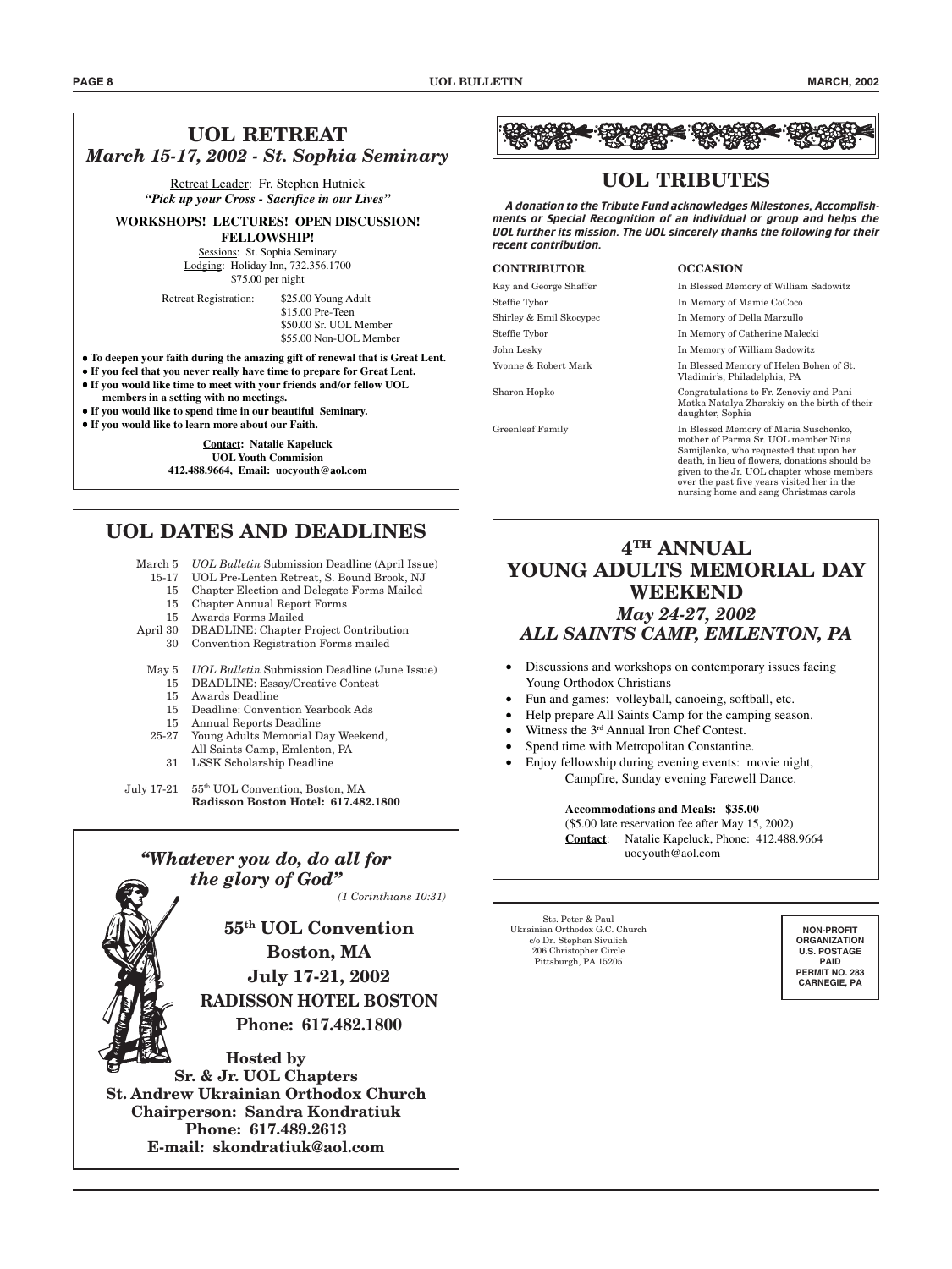## UOL RETREAT

### *March 15-17, 2002 - St. Sophia Seminary*

Retreat Leader: Fr. Stephen Hutnick

***"Pick up your Cross - Sacrifice in our Lives"***

**WORKSHOPS! LECTURES! OPEN DISCUSSION! FELLOWSHIP!**

Sessions: St. Sophia Seminary

Lodging: Holiday Inn, 732.356.1700

$75.00 per night

| | |
|---|---|
| Retreat Registration: | $25.00 Young Adult |
| | $15.00 Pre-Teen |
| | $50.00 Sr. UOL Member |
| | $55.00 Non-UOL Member |

- **To deepen your faith during the amazing gift of renewal that is Great Lent.**
- **If you feel that you never really have time to prepare for Great Lent.**
- **If you would like time to meet with your friends and/or fellow UOL members in a setting with no meetings.**
- **If you would like to spend time in our beautiful Seminary.**
- **If you would like to learn more about our Faith.**

**Contact: Natalie Kapeluck**
**UOL Youth Commision**
**412.488.9664, Email: uocyouth@aol.com**

## UOL DATES AND DEADLINES

| | |
|---|---|
| March 5 | *UOL Bulletin* Submission Deadline (April Issue) |
| 15-17 | UOL Pre-Lenten Retreat, S. Bound Brook, NJ |
| 15 | Chapter Election and Delegate Forms Mailed |
| 15 | Chapter Annual Report Forms |
| 15 | Awards Forms Mailed |
| April 30 | DEADLINE: Chapter Project Contribution |
| 30 | Convention Registration Forms mailed |
| May 5 | *UOL Bulletin* Submission Deadline (June Issue) |
| 15 | DEADLINE: Essay/Creative Contest |
| 15 | Awards Deadline |
| 15 | Deadline: Convention Yearbook Ads |
| 15 | Annual Reports Deadline |
| 25-27 | Young Adults Memorial Day Weekend, All Saints Camp, Emlenton, PA |
| 31 | LSSK Scholarship Deadline |
| July 17-21 | 55th UOL Convention, Boston, MA **Radisson Boston Hotel: 617.482.1800** |

***"Whatever you do, do all for the glory of God"***

*(1 Corinthians 10:31)*

**55th UOL Convention**
**Boston, MA**
**July 17-21, 2002**
**RADISSON HOTEL BOSTON**
**Phone: 617.482.1800**

**Hosted by**
**Sr. & Jr. UOL Chapters**
**St. Andrew Ukrainian Orthodox Church**
**Chairperson: Sandra Kondratiuk**
**Phone: 617.489.2613**
**E-mail: skondratiuk@aol.com**

## UOL TRIBUTES

***A donation to the Tribute Fund acknowledges Milestones, Accomplishments or Special Recognition of an individual or group and helps the UOL further its mission. The UOL sincerely thanks the following for their recent contribution.***

| CONTRIBUTOR | OCCASION |
|---|---|
| Kay and George Shaffer | In Blessed Memory of William Sadowitz |
| Steffie Tybor | In Memory of Mamie CoCoco |
| Shirley & Emil Skocypec | In Memory of Della Marzullo |
| Steffie Tybor | In Memory of Catherine Malecki |
| John Lesky | In Memory of William Sadowitz |
| Yvonne & Robert Mark | In Blessed Memory of Helen Bohen of St. Vladimir's, Philadelphia, PA |
| Sharon Hopko | Congratulations to Fr. Zenoviy and Pani Matka Natalya Zharskiy on the birth of their daughter, Sophia |
| Greenleaf Family | In Blessed Memory of Maria Suschenko, mother of Parma Sr. UOL member Nina Samijlenko, who requested that upon her death, in lieu of flowers, donations should be given to the Jr. UOL chapter whose members over the past five years visited her in the nursing home and sang Christmas carols |

## 4TH ANNUAL YOUNG ADULTS MEMORIAL DAY WEEKEND

### *May 24-27, 2002*
### *ALL SAINTS CAMP, EMLENTON, PA*

- Discussions and workshops on contemporary issues facing Young Orthodox Christians
- Fun and games: volleyball, canoeing, softball, etc.
- Help prepare All Saints Camp for the camping season.
- Witness the 3rd Annual Iron Chef Contest.
- Spend time with Metropolitan Constantine.
- Enjoy fellowship during evening events: movie night, Campfire, Sunday evening Farewell Dance.

**Accommodations and Meals: $35.00**
($5.00 late reservation fee after May 15, 2002)
**Contact**: Natalie Kapeluck, Phone: 412.488.9664
uocyouth@aol.com

Sts. Peter & Paul
Ukrainian Orthodox G.C. Church
c/o Dr. Stephen Sivulich
206 Christopher Circle
Pittsburgh, PA 15205

NON-PROFIT ORGANIZATION
U.S. POSTAGE PAID
PERMIT NO. 283
CARNEGIE, PA